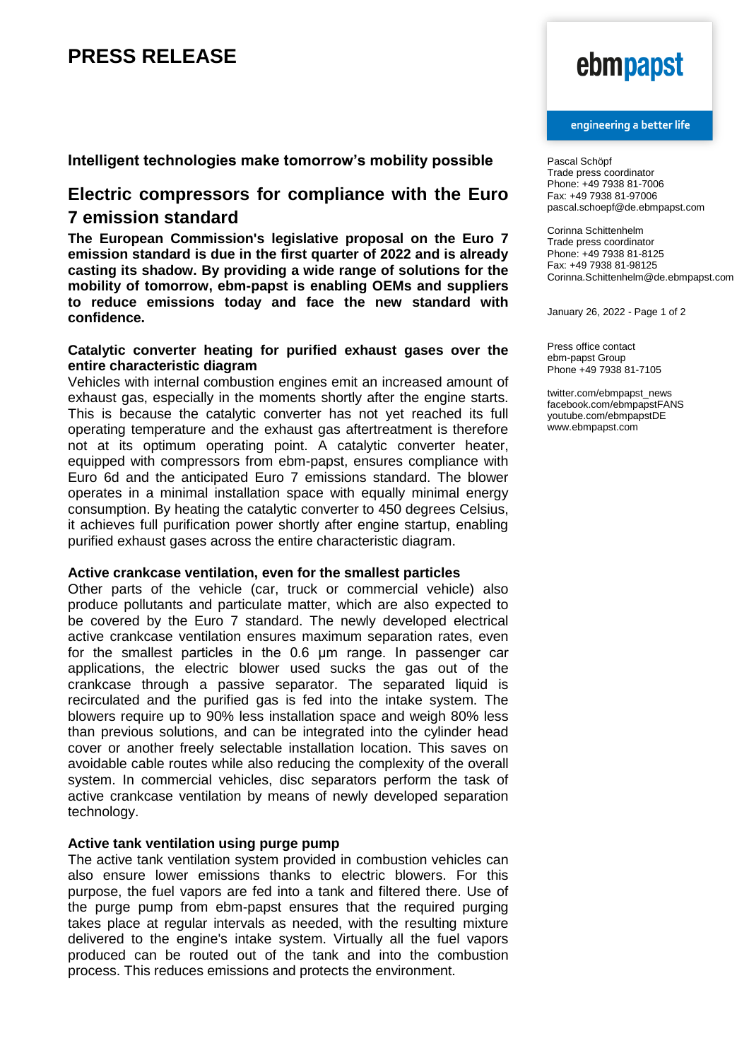# PRESS RELEASE

ebmpapst

engineering a better life

Pascal Schöpf
Trade press coordinator
Phone: +49 7938 81-7006
Fax: +49 7938 81-97006
pascal.schoepf@de.ebmpapst.com

Corinna Schittenhelm
Trade press coordinator
Phone: +49 7938 81-8125
Fax: +49 7938 81-98125
Corinna.Schittenhelm@de.ebmpapst.com

January 26, 2022 - Page 1 of 2

Press office contact
ebm-papst Group
Phone +49 7938 81-7105

twitter.com/ebmpapst_news
facebook.com/ebmpapstFANS
youtube.com/ebmpapstDE
www.ebmpapst.com

**Intelligent technologies make tomorrow's mobility possible**

## Electric compressors for compliance with the Euro 7 emission standard

**The European Commission's legislative proposal on the Euro 7 emission standard is due in the first quarter of 2022 and is already casting its shadow. By providing a wide range of solutions for the mobility of tomorrow, ebm-papst is enabling OEMs and suppliers to reduce emissions today and face the new standard with confidence.**

### Catalytic converter heating for purified exhaust gases over the entire characteristic diagram

Vehicles with internal combustion engines emit an increased amount of exhaust gas, especially in the moments shortly after the engine starts. This is because the catalytic converter has not yet reached its full operating temperature and the exhaust gas aftertreatment is therefore not at its optimum operating point. A catalytic converter heater, equipped with compressors from ebm-papst, ensures compliance with Euro 6d and the anticipated Euro 7 emissions standard. The blower operates in a minimal installation space with equally minimal energy consumption. By heating the catalytic converter to 450 degrees Celsius, it achieves full purification power shortly after engine startup, enabling purified exhaust gases across the entire characteristic diagram.

### Active crankcase ventilation, even for the smallest particles

Other parts of the vehicle (car, truck or commercial vehicle) also produce pollutants and particulate matter, which are also expected to be covered by the Euro 7 standard. The newly developed electrical active crankcase ventilation ensures maximum separation rates, even for the smallest particles in the 0.6 μm range. In passenger car applications, the electric blower used sucks the gas out of the crankcase through a passive separator. The separated liquid is recirculated and the purified gas is fed into the intake system. The blowers require up to 90% less installation space and weigh 80% less than previous solutions, and can be integrated into the cylinder head cover or another freely selectable installation location. This saves on avoidable cable routes while also reducing the complexity of the overall system. In commercial vehicles, disc separators perform the task of active crankcase ventilation by means of newly developed separation technology.

### Active tank ventilation using purge pump

The active tank ventilation system provided in combustion vehicles can also ensure lower emissions thanks to electric blowers. For this purpose, the fuel vapors are fed into a tank and filtered there. Use of the purge pump from ebm-papst ensures that the required purging takes place at regular intervals as needed, with the resulting mixture delivered to the engine's intake system. Virtually all the fuel vapors produced can be routed out of the tank and into the combustion process. This reduces emissions and protects the environment.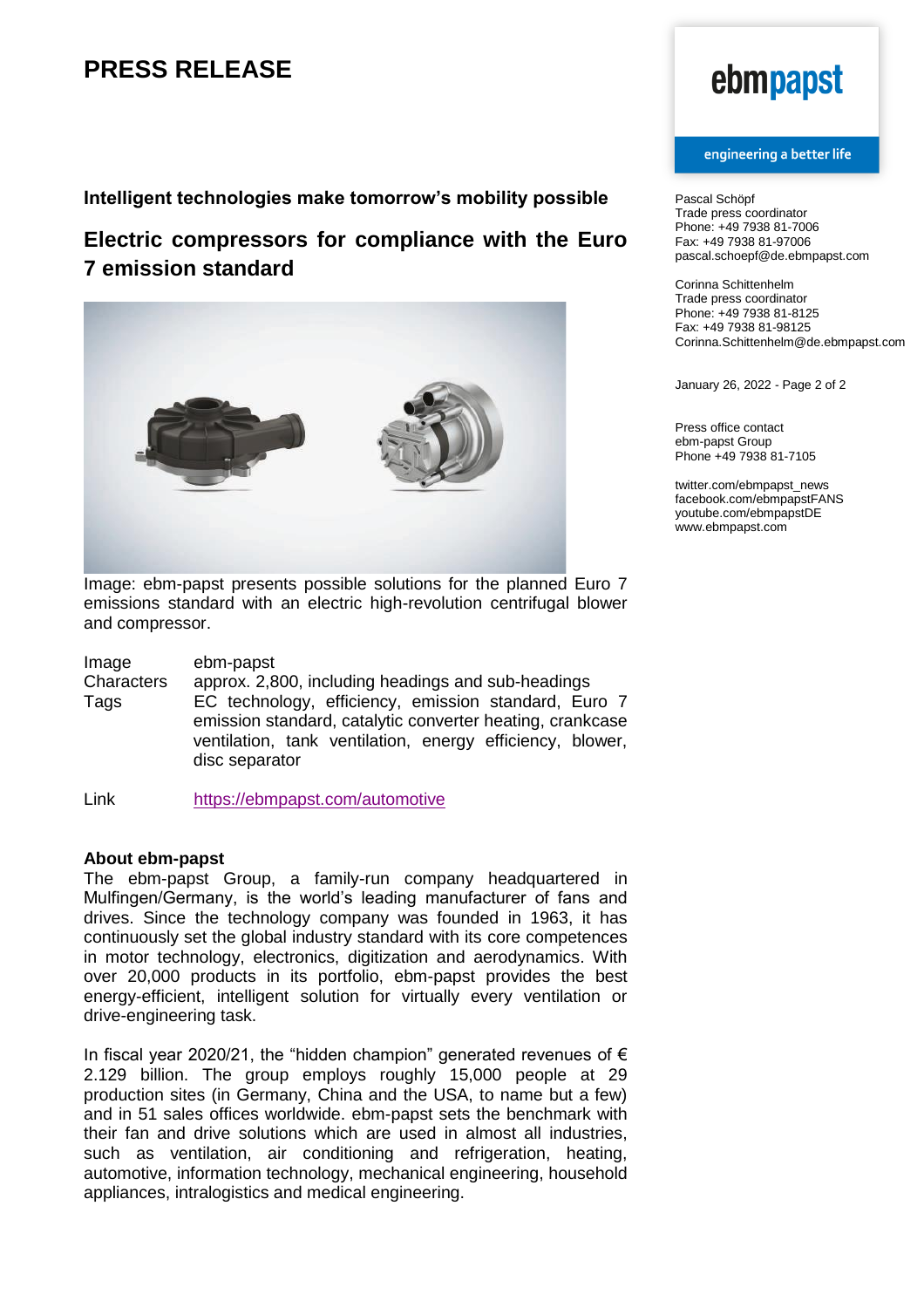# PRESS RELEASE

**Intelligent technologies make tomorrow's mobility possible**

## Electric compressors for compliance with the Euro 7 emission standard

Image: ebm-papst presents possible solutions for the planned Euro 7 emissions standard with an electric high-revolution centrifugal blower and compressor.

| | |
|---|---|
| Image | ebm-papst |
| Characters | approx. 2,800, including headings and sub-headings |
| Tags | EC technology, efficiency, emission standard, Euro 7 emission standard, catalytic converter heating, crankcase ventilation, tank ventilation, energy efficiency, blower, disc separator |
| Link | https://ebmpapst.com/automotive |

**About ebm-papst**

The ebm-papst Group, a family-run company headquartered in Mulfingen/Germany, is the world's leading manufacturer of fans and drives. Since the technology company was founded in 1963, it has continuously set the global industry standard with its core competences in motor technology, electronics, digitization and aerodynamics. With over 20,000 products in its portfolio, ebm-papst provides the best energy-efficient, intelligent solution for virtually every ventilation or drive-engineering task.

In fiscal year 2020/21, the "hidden champion" generated revenues of € 2.129 billion. The group employs roughly 15,000 people at 29 production sites (in Germany, China and the USA, to name but a few) and in 51 sales offices worldwide. ebm-papst sets the benchmark with their fan and drive solutions which are used in almost all industries, such as ventilation, air conditioning and refrigeration, heating, automotive, information technology, mechanical engineering, household appliances, intralogistics and medical engineering.

ebmpapst

engineering a better life

Pascal Schöpf
Trade press coordinator
Phone: +49 7938 81-7006
Fax: +49 7938 81-97006
pascal.schoepf@de.ebmpapst.com

Corinna Schittenhelm
Trade press coordinator
Phone: +49 7938 81-8125
Fax: +49 7938 81-98125
Corinna.Schittenhelm@de.ebmpapst.com

January 26, 2022

Press office contact
ebm-papst Group
Phone +49 7938 81-7105

twitter.com/ebmpapst_news
facebook.com/ebmpapstFANS
youtube.com/ebmpapstDE
www.ebmpapst.com